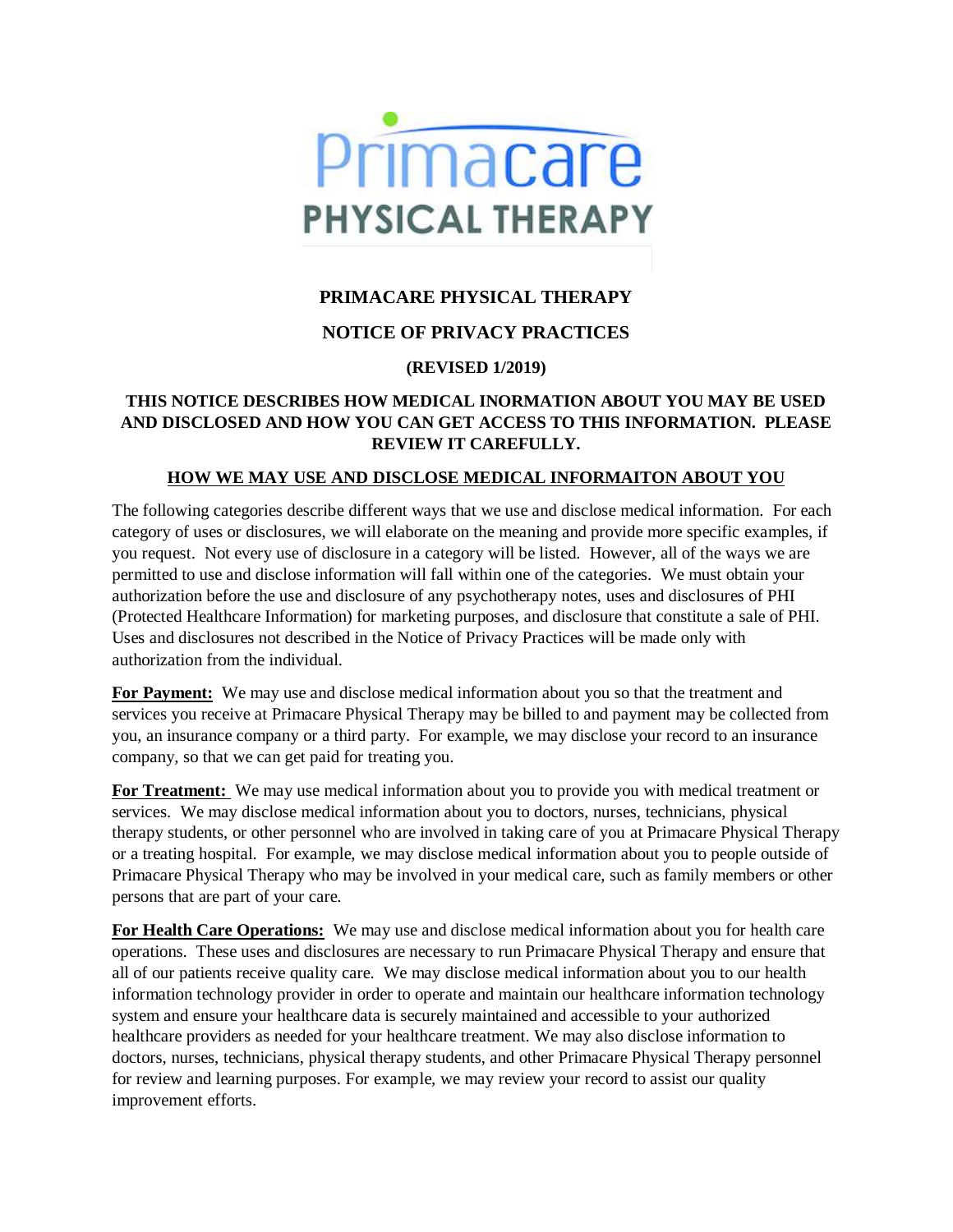Primacare PHYSICAL THERAPY

# PRIMACARE PHYSICAL THERAPY

## NOTICE OF PRIVACY PRACTICES

**(REVISED 1/2019)**

**THIS NOTICE DESCRIBES HOW MEDICAL INORMATION ABOUT YOU MAY BE USED AND DISCLOSED AND HOW YOU CAN GET ACCESS TO THIS INFORMATION. PLEASE REVIEW IT CAREFULLY.**

### HOW WE MAY USE AND DISCLOSE MEDICAL INFORMAITON ABOUT YOU

The following categories describe different ways that we use and disclose medical information. For each category of uses or disclosures, we will elaborate on the meaning and provide more specific examples, if you request. Not every use of disclosure in a category will be listed. However, all of the ways we are permitted to use and disclose information will fall within one of the categories. We must obtain your authorization before the use and disclosure of any psychotherapy notes, uses and disclosures of PHI (Protected Healthcare Information) for marketing purposes, and disclosure that constitute a sale of PHI. Uses and disclosures not described in the Notice of Privacy Practices will be made only with authorization from the individual.

**For Payment:** We may use and disclose medical information about you so that the treatment and services you receive at Primacare Physical Therapy may be billed to and payment may be collected from you, an insurance company or a third party. For example, we may disclose your record to an insurance company, so that we can get paid for treating you.

**For Treatment:** We may use medical information about you to provide you with medical treatment or services. We may disclose medical information about you to doctors, nurses, technicians, physical therapy students, or other personnel who are involved in taking care of you at Primacare Physical Therapy or a treating hospital. For example, we may disclose medical information about you to people outside of Primacare Physical Therapy who may be involved in your medical care, such as family members or other persons that are part of your care.

**For Health Care Operations:** We may use and disclose medical information about you for health care operations. These uses and disclosures are necessary to run Primacare Physical Therapy and ensure that all of our patients receive quality care. We may disclose medical information about you to our health information technology provider in order to operate and maintain our healthcare information technology system and ensure your healthcare data is securely maintained and accessible to your authorized healthcare providers as needed for your healthcare treatment. We may also disclose information to doctors, nurses, technicians, physical therapy students, and other Primacare Physical Therapy personnel for review and learning purposes. For example, we may review your record to assist our quality improvement efforts.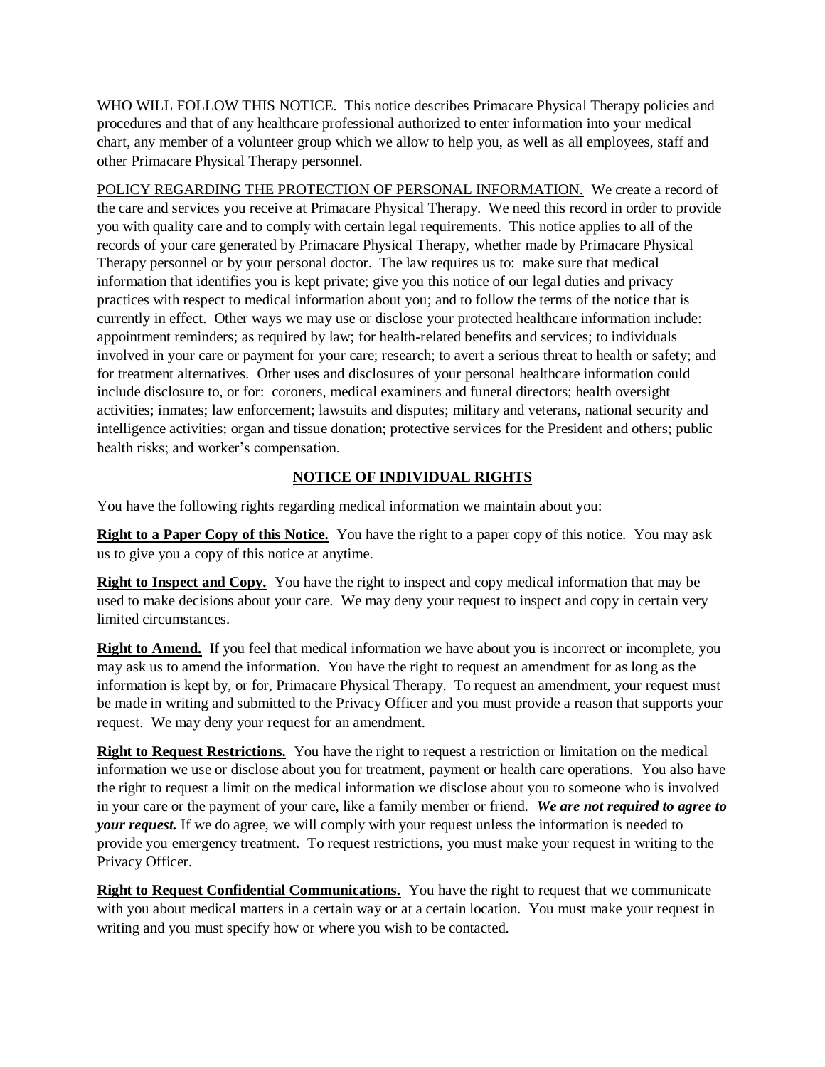<u>WHO WILL FOLLOW THIS NOTICE.</u> This notice describes Primacare Physical Therapy policies and procedures and that of any healthcare professional authorized to enter information into your medical chart, any member of a volunteer group which we allow to help you, as well as all employees, staff and other Primacare Physical Therapy personnel.

<u>POLICY REGARDING THE PROTECTION OF PERSONAL INFORMATION.</u> We create a record of the care and services you receive at Primacare Physical Therapy. We need this record in order to provide you with quality care and to comply with certain legal requirements. This notice applies to all of the records of your care generated by Primacare Physical Therapy, whether made by Primacare Physical Therapy personnel or by your personal doctor. The law requires us to: make sure that medical information that identifies you is kept private; give you this notice of our legal duties and privacy practices with respect to medical information about you; and to follow the terms of the notice that is currently in effect. Other ways we may use or disclose your protected healthcare information include: appointment reminders; as required by law; for health-related benefits and services; to individuals involved in your care or payment for your care; research; to avert a serious threat to health or safety; and for treatment alternatives. Other uses and disclosures of your personal healthcare information could include disclosure to, or for: coroners, medical examiners and funeral directors; health oversight activities; inmates; law enforcement; lawsuits and disputes; military and veterans, national security and intelligence activities; organ and tissue donation; protective services for the President and others; public health risks; and worker's compensation.

## NOTICE OF INDIVIDUAL RIGHTS

You have the following rights regarding medical information we maintain about you:

**Right to a Paper Copy of this Notice.** You have the right to a paper copy of this notice. You may ask us to give you a copy of this notice at anytime.

**Right to Inspect and Copy.** You have the right to inspect and copy medical information that may be used to make decisions about your care. We may deny your request to inspect and copy in certain very limited circumstances.

**Right to Amend.** If you feel that medical information we have about you is incorrect or incomplete, you may ask us to amend the information. You have the right to request an amendment for as long as the information is kept by, or for, Primacare Physical Therapy. To request an amendment, your request must be made in writing and submitted to the Privacy Officer and you must provide a reason that supports your request. We may deny your request for an amendment.

**Right to Request Restrictions.** You have the right to request a restriction or limitation on the medical information we use or disclose about you for treatment, payment or health care operations. You also have the right to request a limit on the medical information we disclose about you to someone who is involved in your care or the payment of your care, like a family member or friend. ***We are not required to agree to your request.*** If we do agree, we will comply with your request unless the information is needed to provide you emergency treatment. To request restrictions, you must make your request in writing to the Privacy Officer.

**Right to Request Confidential Communications.** You have the right to request that we communicate with you about medical matters in a certain way or at a certain location. You must make your request in writing and you must specify how or where you wish to be contacted.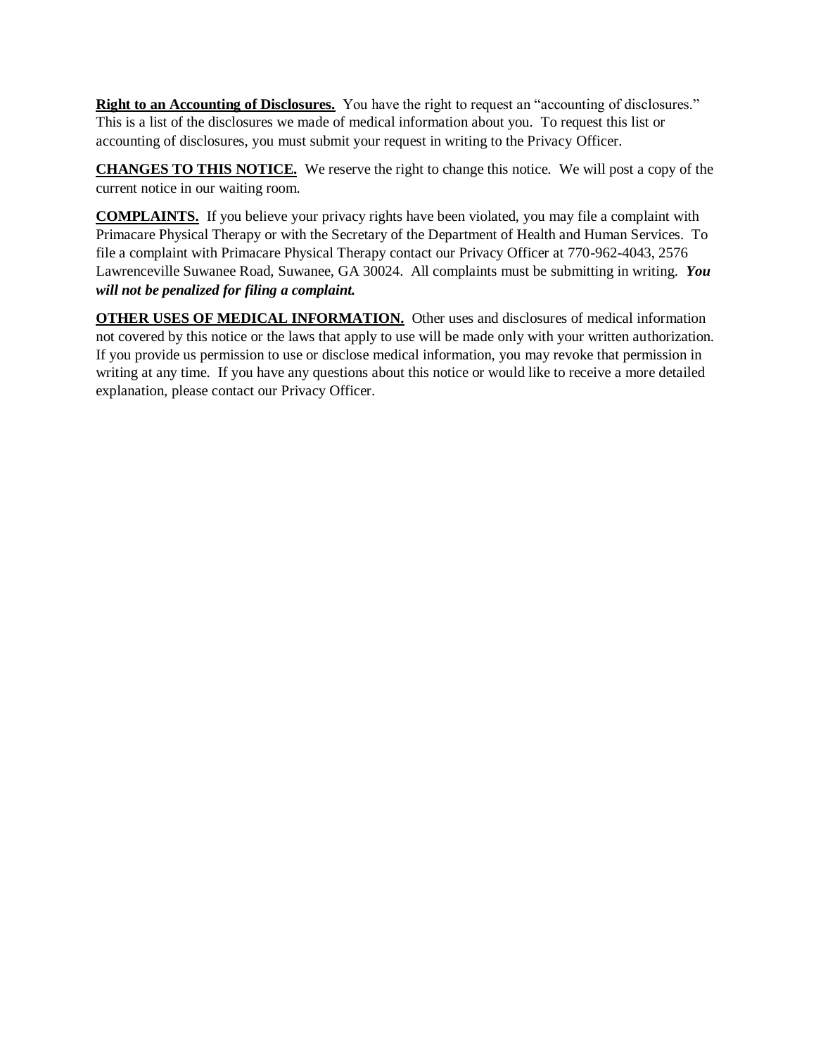**Right to an Accounting of Disclosures.** You have the right to request an "accounting of disclosures." This is a list of the disclosures we made of medical information about you. To request this list or accounting of disclosures, you must submit your request in writing to the Privacy Officer.

**CHANGES TO THIS NOTICE.** We reserve the right to change this notice. We will post a copy of the current notice in our waiting room.

**COMPLAINTS.** If you believe your privacy rights have been violated, you may file a complaint with Primacare Physical Therapy or with the Secretary of the Department of Health and Human Services. To file a complaint with Primacare Physical Therapy contact our Privacy Officer at 770-962-4043, 2576 Lawrenceville Suwanee Road, Suwanee, GA 30024. All complaints must be submitting in writing. ***You will not be penalized for filing a complaint.***

**OTHER USES OF MEDICAL INFORMATION.** Other uses and disclosures of medical information not covered by this notice or the laws that apply to use will be made only with your written authorization. If you provide us permission to use or disclose medical information, you may revoke that permission in writing at any time. If you have any questions about this notice or would like to receive a more detailed explanation, please contact our Privacy Officer.